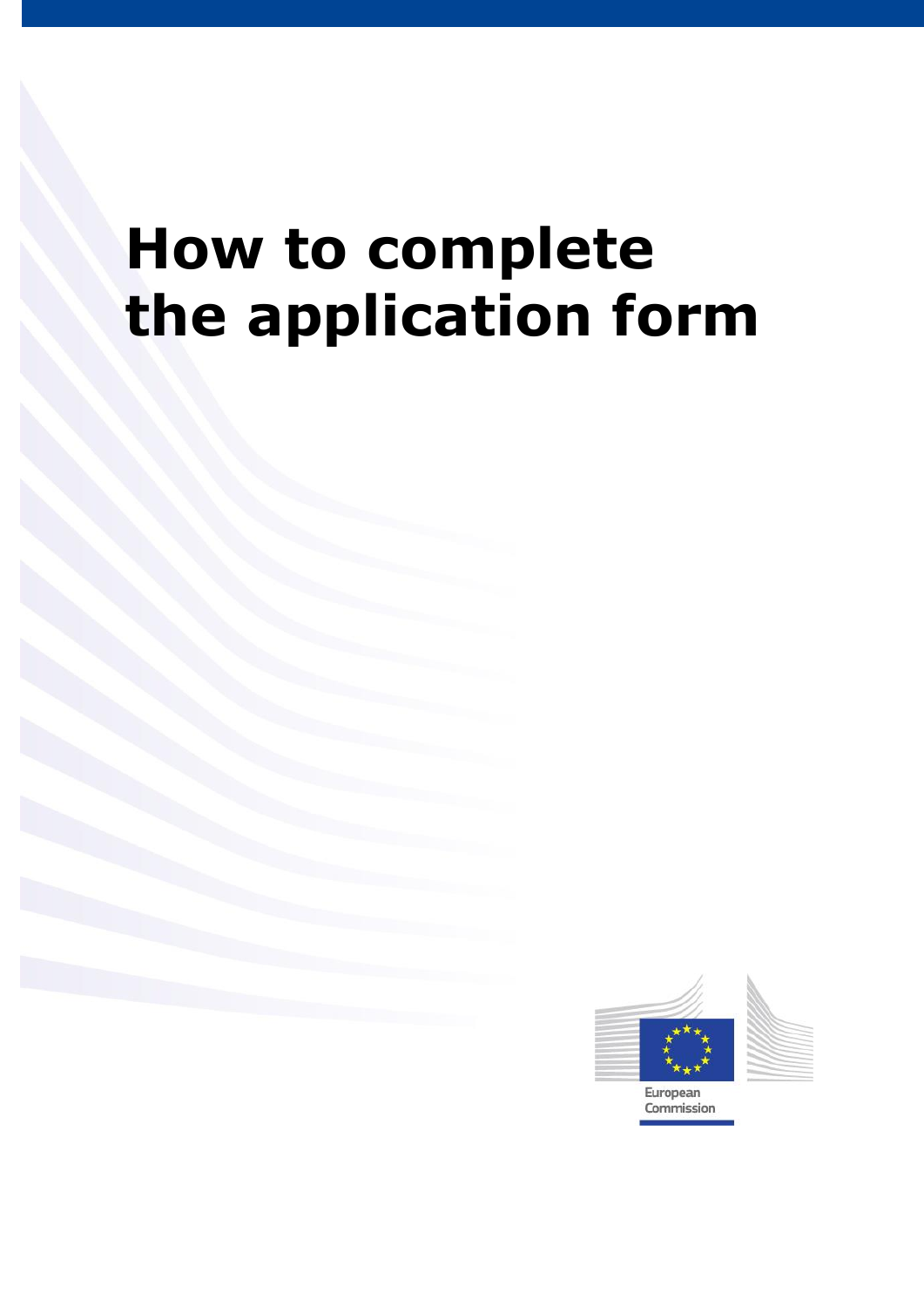# How to complete the application form

European Commission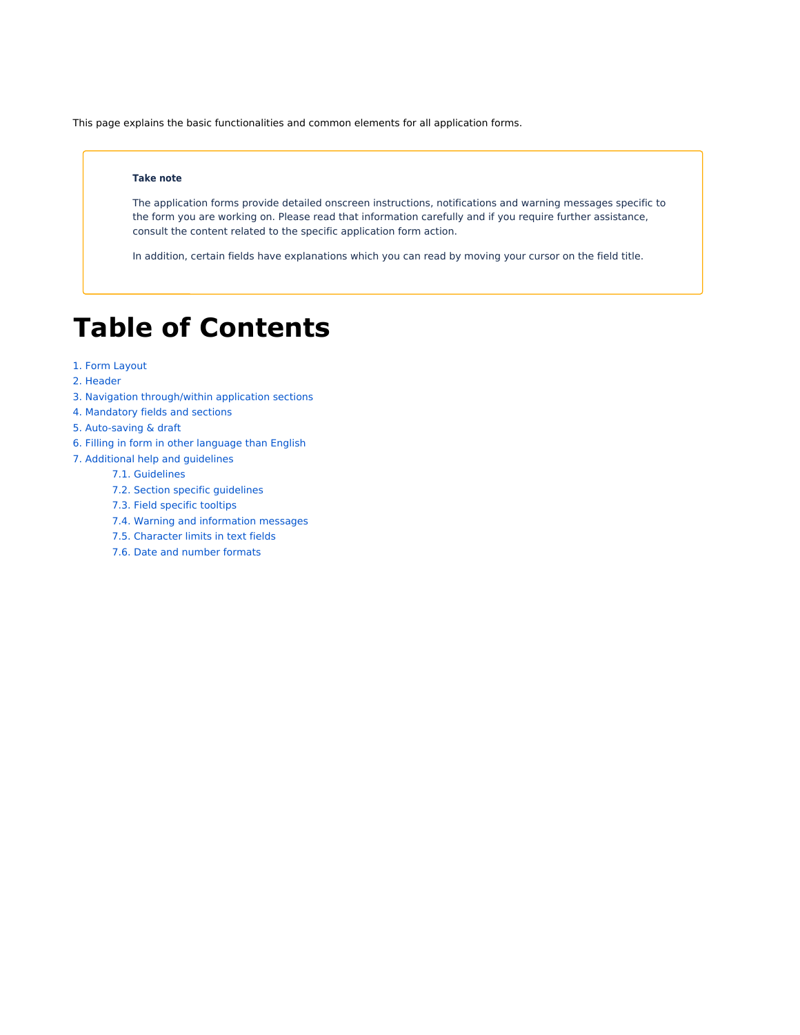This page explains the basic functionalities and common elements for all application forms.

> **Take note**
>
> The application forms provide detailed onscreen instructions, notifications and warning messages specific to the form you are working on. Please read that information carefully and if you require further assistance, consult the content related to the specific application form action.
>
> In addition, certain fields have explanations which you can read by moving your cursor on the field title.

# Table of Contents

1. Form Layout
2. Header
3. Navigation through/within application sections
4. Mandatory fields and sections
5. Auto-saving & draft
6. Filling in form in other language than English
7. Additional help and guidelines
    - 7.1. Guidelines
    - 7.2. Section specific guidelines
    - 7.3. Field specific tooltips
    - 7.4. Warning and information messages
    - 7.5. Character limits in text fields
    - 7.6. Date and number formats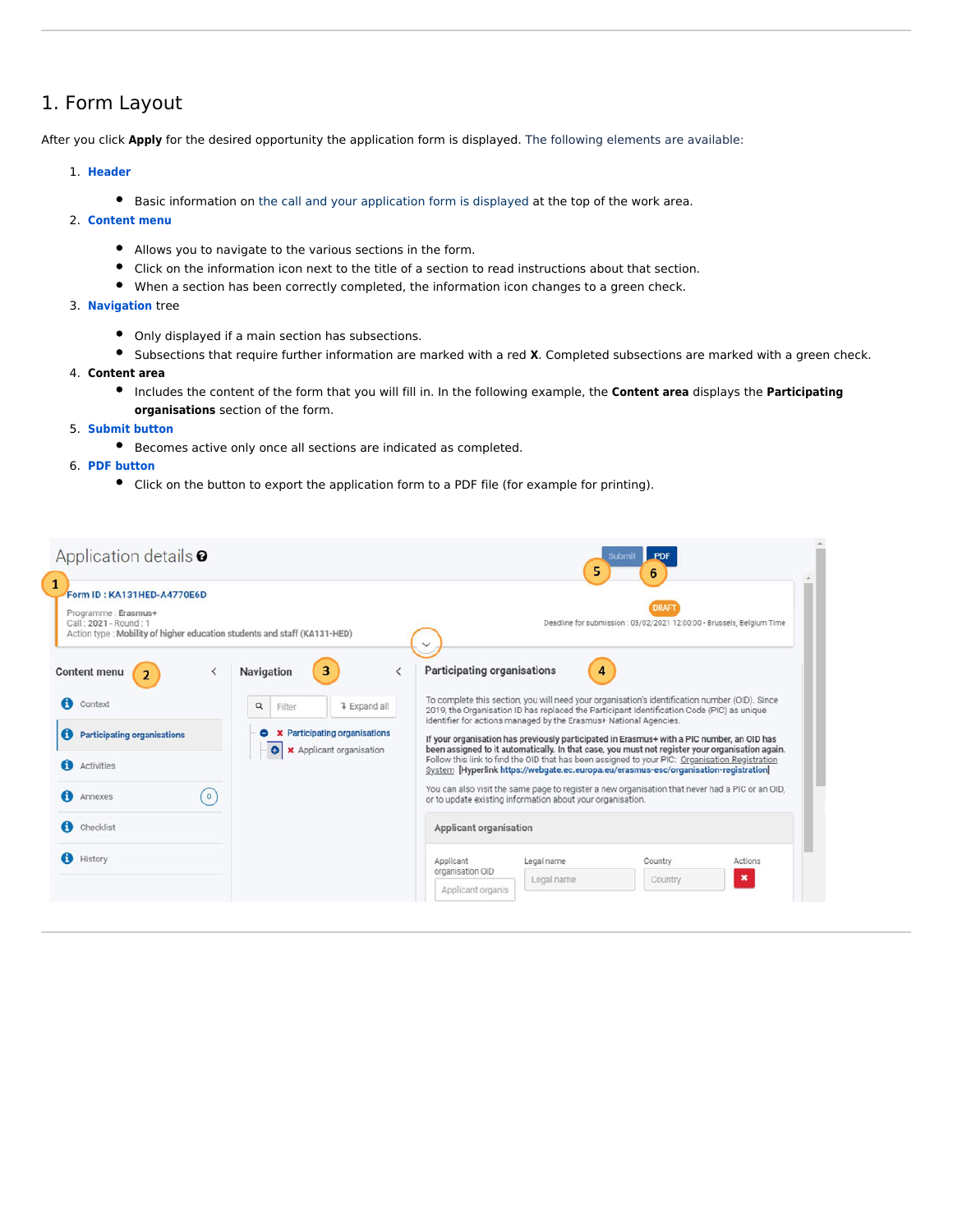# 1. Form Layout

After you click **Apply** for the desired opportunity the application form is displayed. The following elements are available:

1. **Header**
   - Basic information on the call and your application form is displayed at the top of the work area.
2. **Content menu**
   - Allows you to navigate to the various sections in the form.
   - Click on the information icon next to the title of a section to read instructions about that section.
   - When a section has been correctly completed, the information icon changes to a green check.
3. **Navigation** tree
   - Only displayed if a main section has subsections.
   - Subsections that require further information are marked with a red **X**. Completed subsections are marked with a green check.
4. **Content area**
   - Includes the content of the form that you will fill in. In the following example, the **Content area** displays the **Participating organisations** section of the form.
5. **Submit button**
   - Becomes active only once all sections are indicated as completed.
6. **PDF button**
   - Click on the button to export the application form to a PDF file (for example for printing).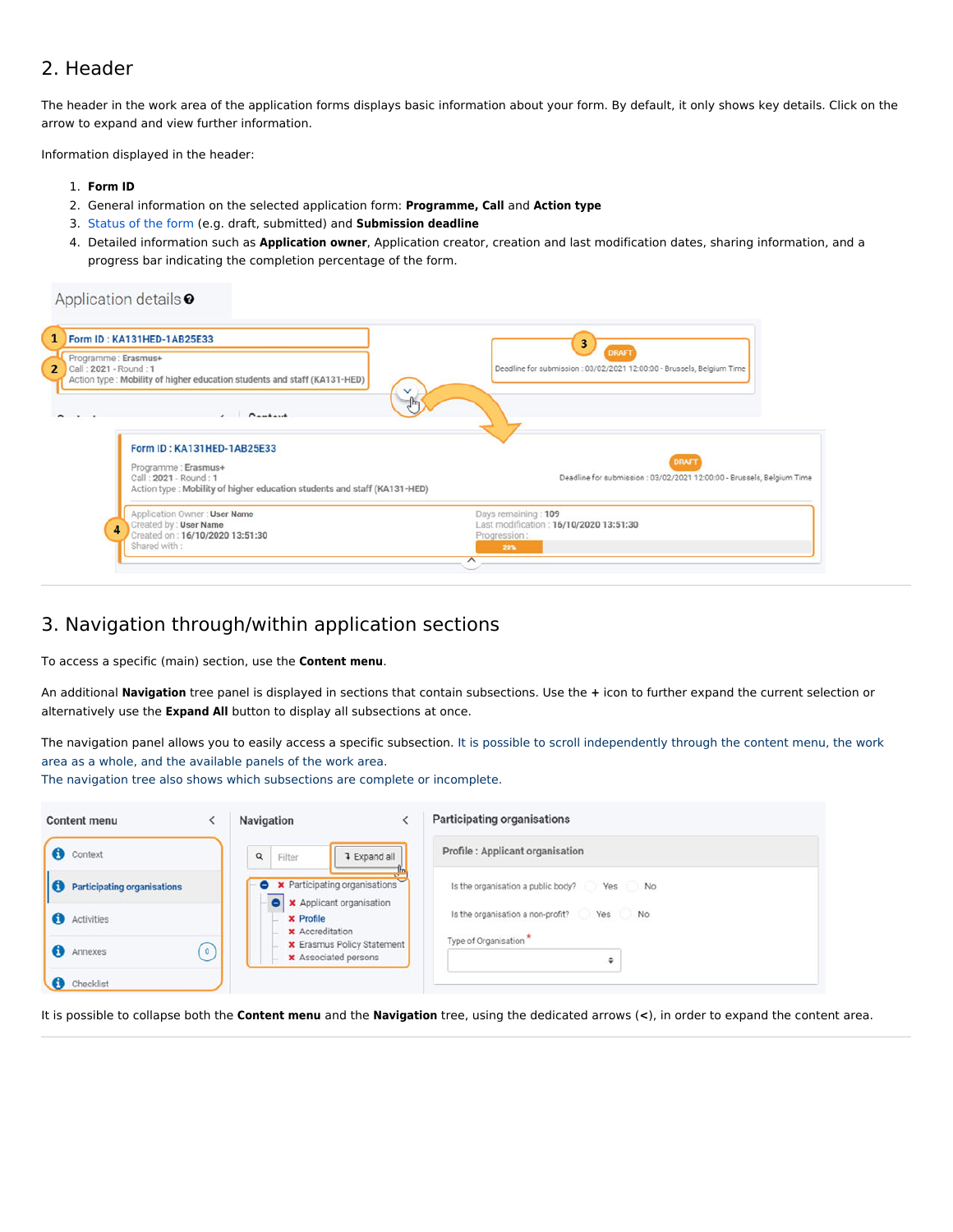## 2. Header

The header in the work area of the application forms displays basic information about your form. By default, it only shows key details. Click on the arrow to expand and view further information.

Information displayed in the header:

1. **Form ID**
2. General information on the selected application form: **Programme, Call** and **Action type**
3. Status of the form (e.g. draft, submitted) and **Submission deadline**
4. Detailed information such as **Application owner**, Application creator, creation and last modification dates, sharing information, and a progress bar indicating the completion percentage of the form.

## 3. Navigation through/within application sections

To access a specific (main) section, use the **Content menu**.

An additional **Navigation** tree panel is displayed in sections that contain subsections. Use the **+** icon to further expand the current selection or alternatively use the **Expand All** button to display all subsections at once.

The navigation panel allows you to easily access a specific subsection. It is possible to scroll independently through the content menu, the work area as a whole, and the available panels of the work area.
The navigation tree also shows which subsections are complete or incomplete.

It is possible to collapse both the **Content menu** and the **Navigation** tree, using the dedicated arrows (**<**), in order to expand the content area.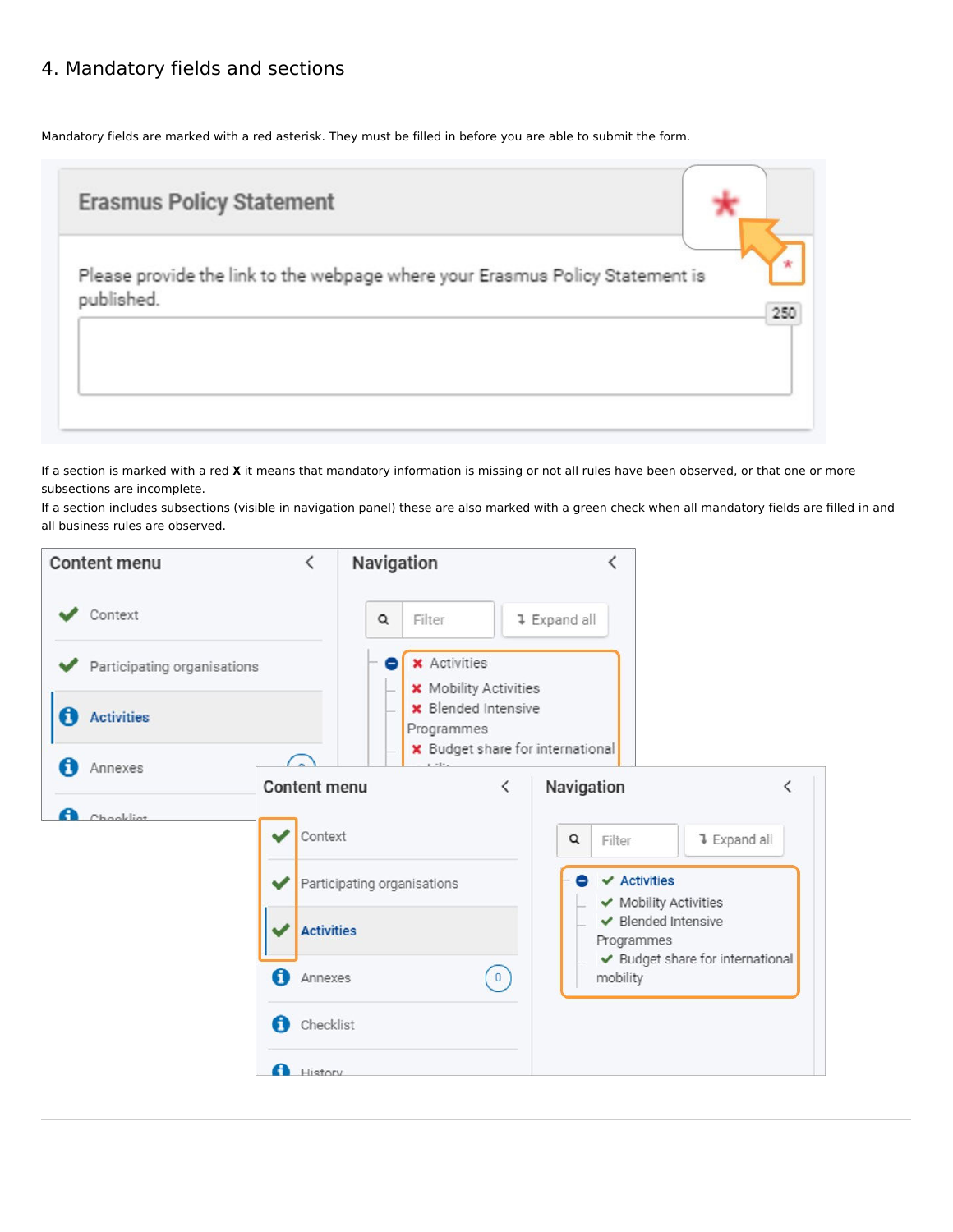## 4. Mandatory fields and sections

Mandatory fields are marked with a red asterisk. They must be filled in before you are able to submit the form.

If a section is marked with a red **X** it means that mandatory information is missing or not all rules have been observed, or that one or more subsections are incomplete.

If a section includes subsections (visible in navigation panel) these are also marked with a green check when all mandatory fields are filled in and all business rules are observed.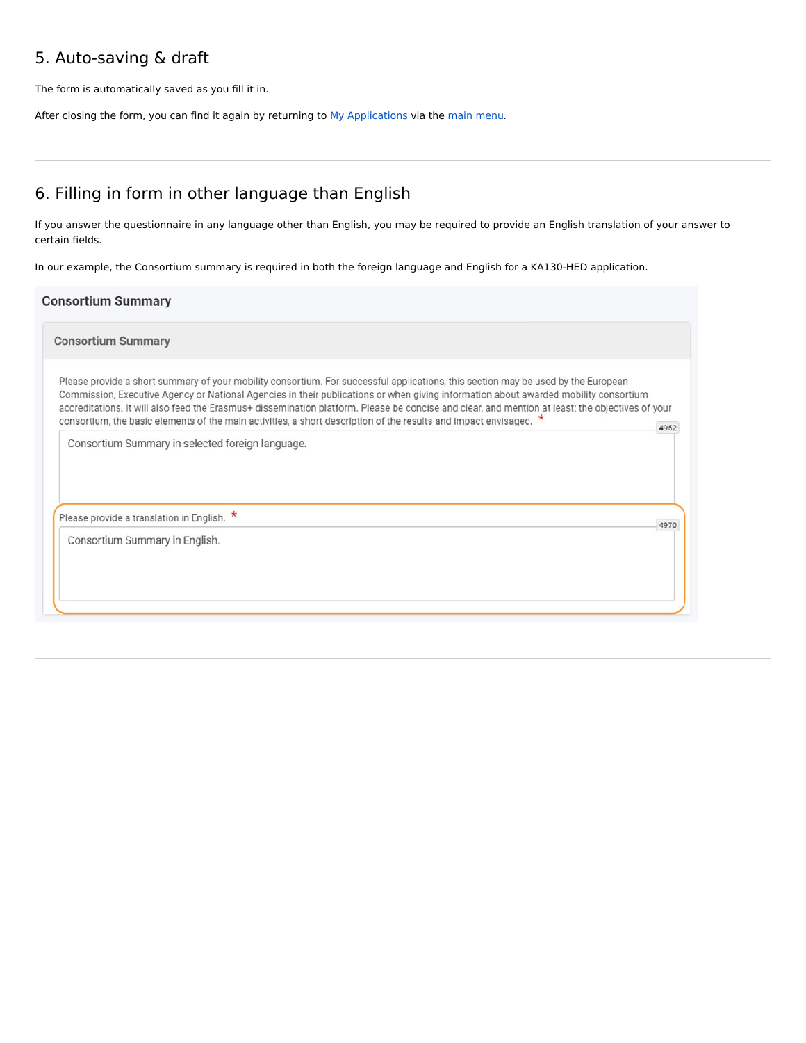## 5. Auto-saving & draft

The form is automatically saved as you fill it in.

After closing the form, you can find it again by returning to My Applications via the main menu.

---

## 6. Filling in form in other language than English

If you answer the questionnaire in any language other than English, you may be required to provide an English translation of your answer to certain fields.

In our example, the Consortium summary is required in both the foreign language and English for a KA130-HED application.

**Consortium Summary**

**Consortium Summary**

Please provide a short summary of your mobility consortium. For successful applications, this section may be used by the European Commission, Executive Agency or National Agencies in their publications or when giving information about awarded mobility consortium accreditations. It will also feed the Erasmus+ dissemination platform. Please be concise and clear, and mention at least: the objectives of your consortium, the basic elements of the main activities, a short description of the results and impact envisaged. *

4952

Consortium Summary in selected foreign language.

Please provide a translation in English. *

4970

Consortium Summary in English.

---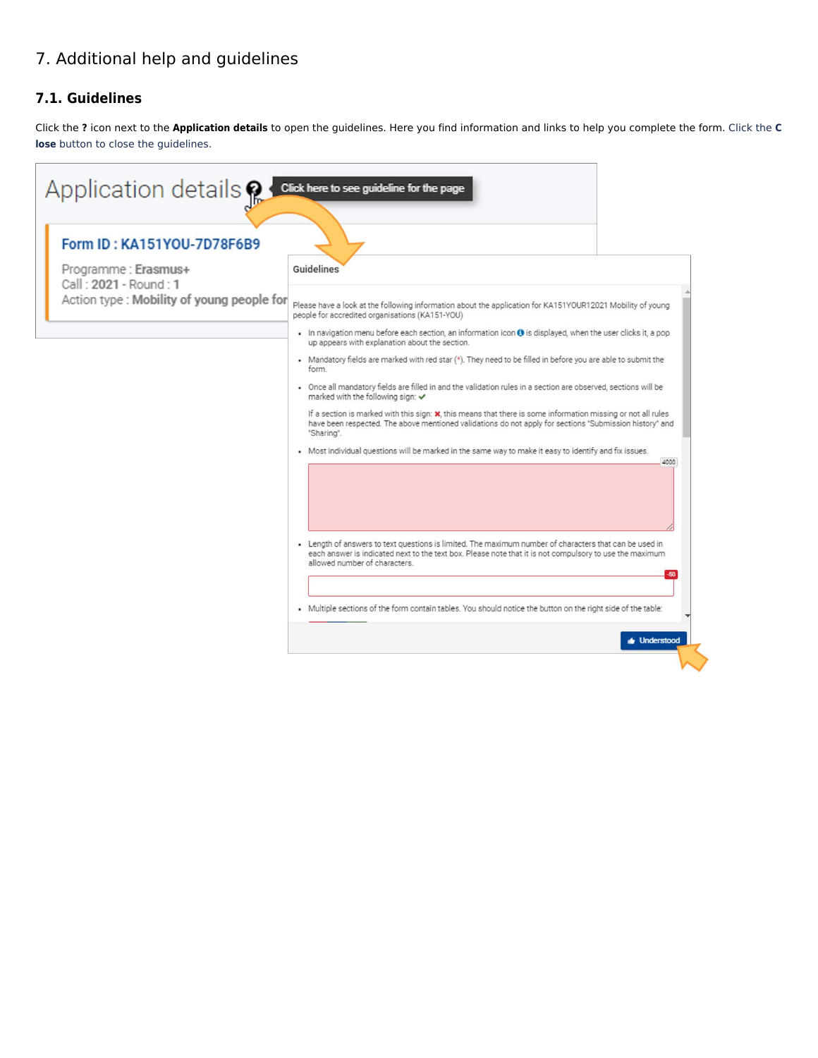# 7. Additional help and guidelines

## 7.1. Guidelines

Click the **?** icon next to the **Application details** to open the guidelines. Here you find information and links to help you complete the form. Click the **C lose** button to close the guidelines.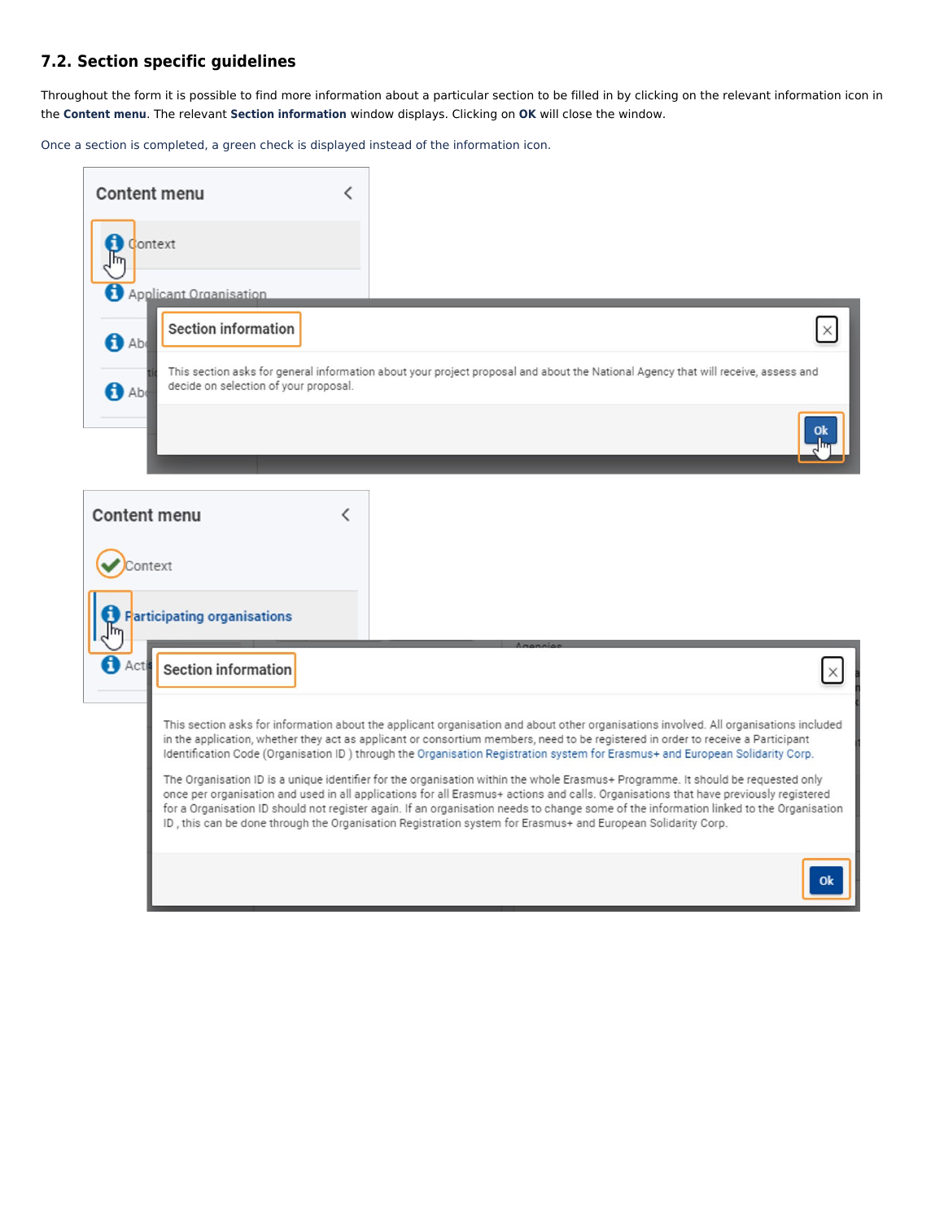## 7.2. Section specific guidelines

Throughout the form it is possible to find more information about a particular section to be filled in by clicking on the relevant information icon in the **Content menu**. The relevant **Section information** window displays. Clicking on **OK** will close the window.

Once a section is completed, a green check is displayed instead of the information icon.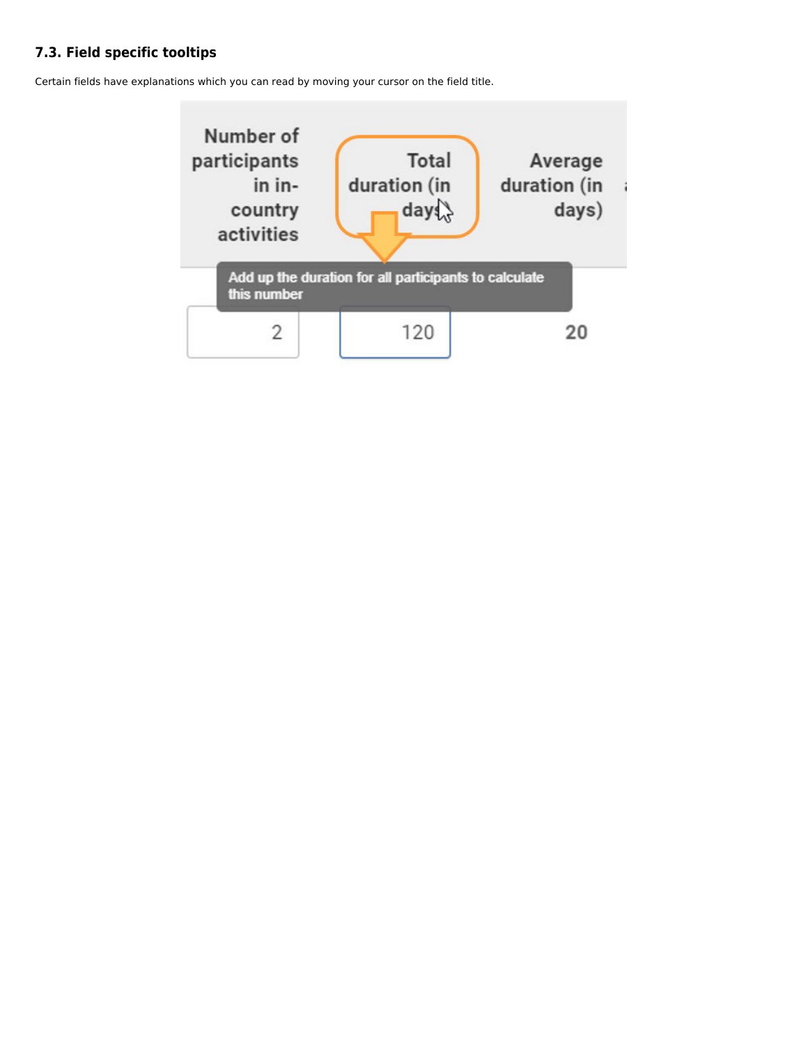### 7.3. Field specific tooltips

Certain fields have explanations which you can read by moving your cursor on the field title.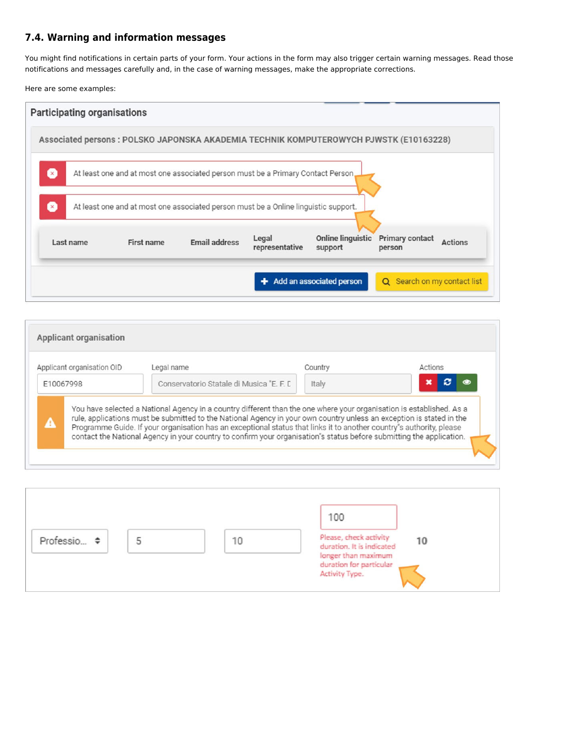### 7.4. Warning and information messages

You might find notifications in certain parts of your form. Your actions in the form may also trigger certain warning messages. Read those notifications and messages carefully and, in the case of warning messages, make the appropriate corrections.

Here are some examples:

**Participating organisations**

**Associated persons : POLSKO JAPONSKA AKADEMIA TECHNIK KOMPUTEROWYCH PJWSTK (E10163228)**

At least one and at most one associated person must be a Primary Contact Person.

At least one and at most one associated person must be a Online linguistic support.

| Last name | First name | Email address | Legal representative | Online linguistic support | Primary contact person | Actions |
|---|---|---|---|---|---|---|

Add an associated person | Search on my contact list

**Applicant organisation**

| Applicant organisation OID | Legal name | Country | Actions |
|---|---|---|---|
| E10067998 | Conservatorio Statale di Musica "E. F. D | Italy | |

You have selected a National Agency in a country different than the one where your organisation is established. As a rule, applications must be submitted to the National Agency in your own country unless an exception is stated in the Programme Guide. If your organisation has an exceptional status that links it to another country's authority, please contact the National Agency in your country to confirm your organisation's status before submitting the application.

Professio... | 5 | 10 | 100 | 10

Please, check activity duration. It is indicated longer than maximum duration for particular Activity Type.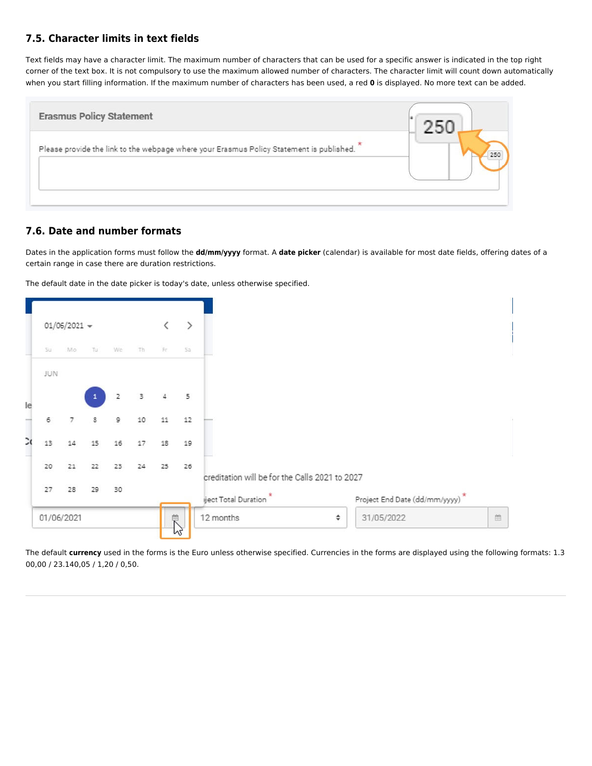### 7.5. Character limits in text fields

Text fields may have a character limit. The maximum number of characters that can be used for a specific answer is indicated in the top right corner of the text box. It is not compulsory to use the maximum allowed number of characters. The character limit will count down automatically when you start filling information. If the maximum number of characters has been used, a red **0** is displayed. No more text can be added.

### 7.6. Date and number formats

Dates in the application forms must follow the **dd/mm/yyyy** format. A **date picker** (calendar) is available for most date fields, offering dates of a certain range in case there are duration restrictions.

The default date in the date picker is today's date, unless otherwise specified.

The default **currency** used in the forms is the Euro unless otherwise specified. Currencies in the forms are displayed using the following formats: 1.300,00 / 23.140,05 / 1,20 / 0,50.